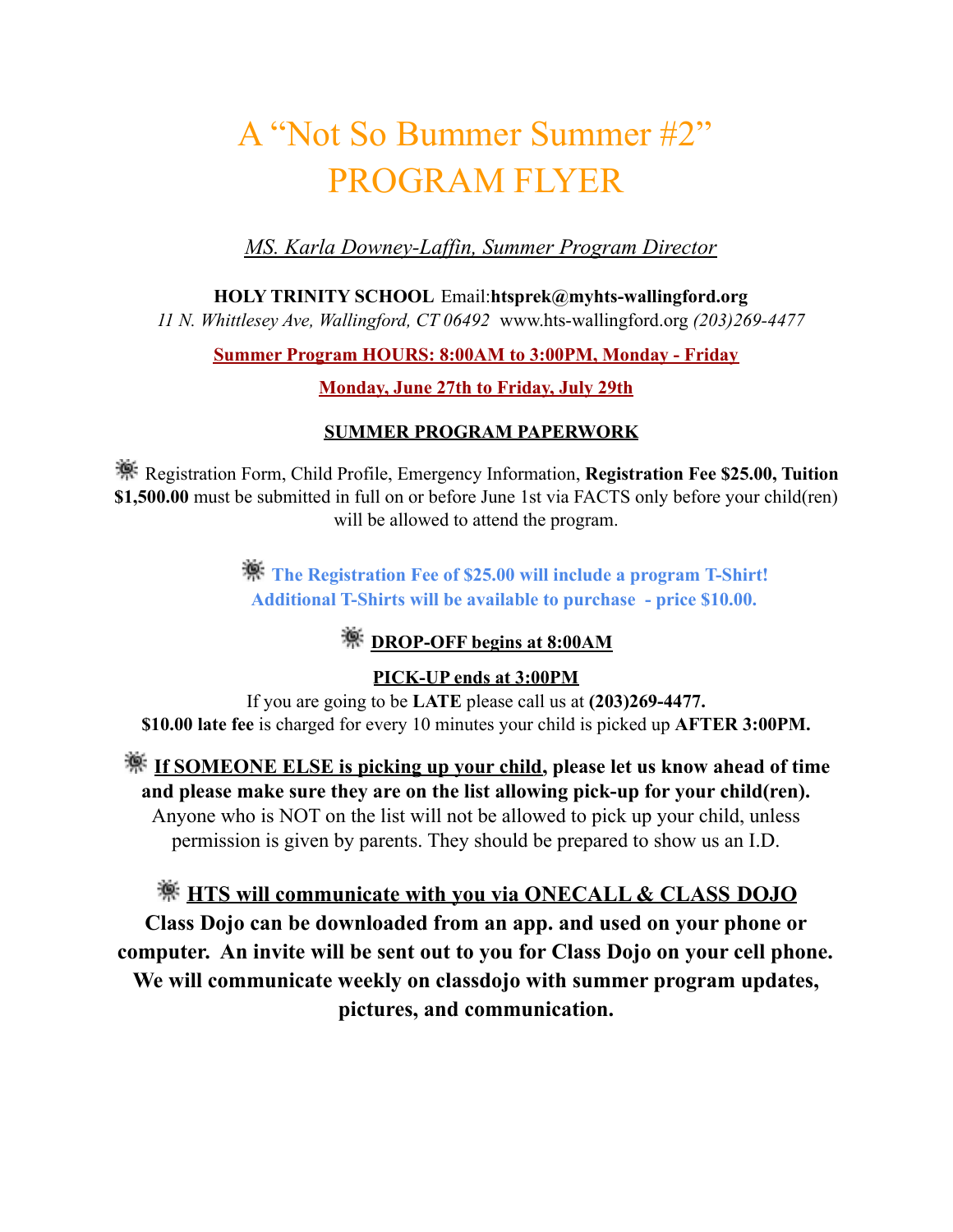# A "Not So Bummer Summer #2" PROGRAM FLYER

*MS. Karla Downey-Laffin, Summer Program Director*

**HOLY TRINITY SCHOOL** Email:**htsprek@myhts-wallingford.org**
*11 N. Whittlesey Ave, Wallingford, CT 06492* www.hts-wallingford.org *(203)269-4477*

**Summer Program HOURS: 8:00AM to 3:00PM, Monday - Friday**

**Monday, June 27th to Friday, July 29th**

**SUMMER PROGRAM PAPERWORK**

Registration Form, Child Profile, Emergency Information, **Registration Fee $25.00, Tuition $1,500.00** must be submitted in full on or before June 1st via FACTS only before your child(ren) will be allowed to attend the program.

**The Registration Fee of $25.00 will include a program T-Shirt! Additional T-Shirts will be available to purchase - price $10.00.**

**DROP-OFF begins at 8:00AM**

**PICK-UP ends at 3:00PM**
If you are going to be **LATE** please call us at **(203)269-4477.**
**$10.00 late fee** is charged for every 10 minutes your child is picked up **AFTER 3:00PM.**

**If SOMEONE ELSE is picking up your child, please let us know ahead of time and please make sure they are on the list allowing pick-up for your child(ren).** Anyone who is NOT on the list will not be allowed to pick up your child, unless permission is given by parents. They should be prepared to show us an I.D.

**HTS will communicate with you via ONECALL & CLASS DOJO**
**Class Dojo can be downloaded from an app. and used on your phone or computer. An invite will be sent out to you for Class Dojo on your cell phone. We will communicate weekly on classdojo with summer program updates, pictures, and communication.**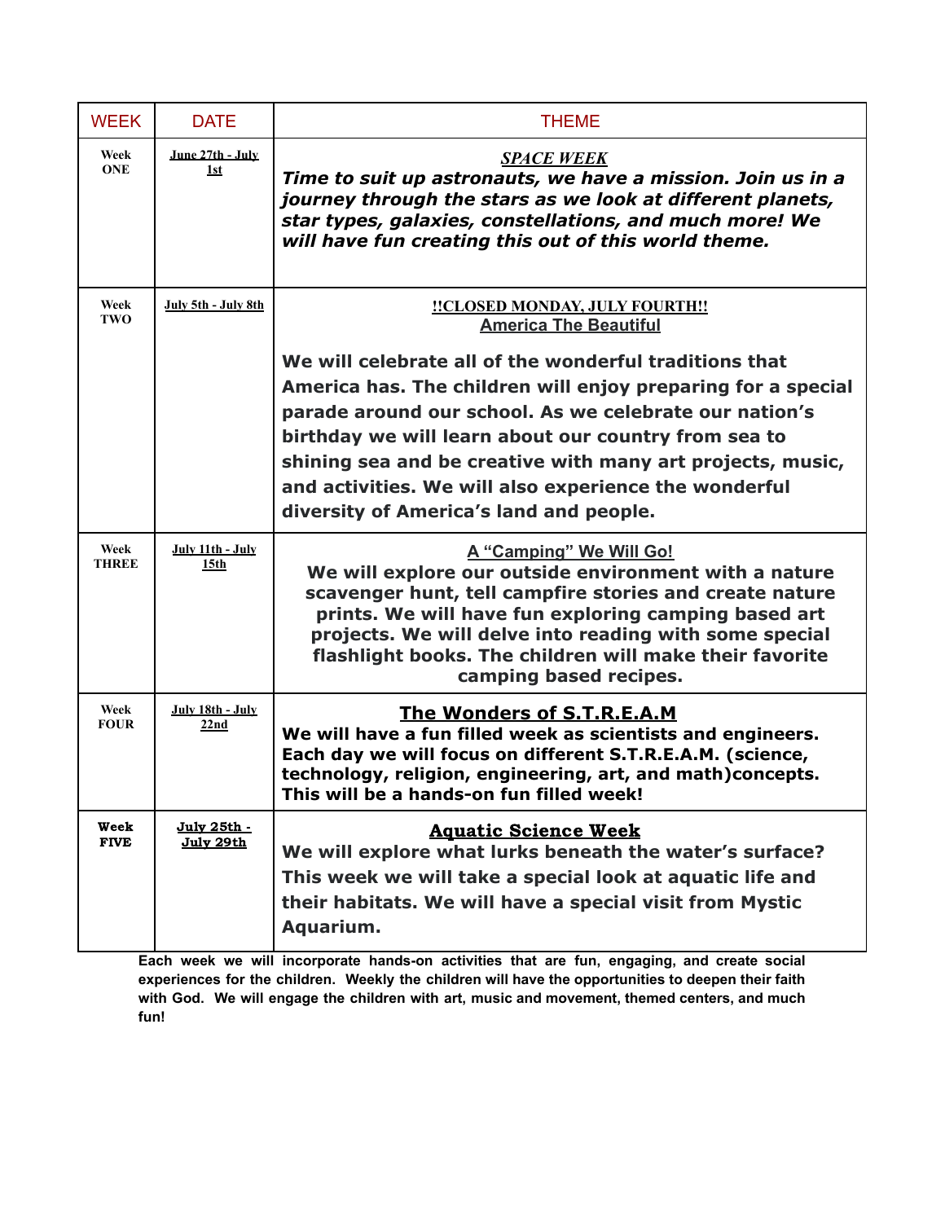| WEEK | DATE | THEME |
|---|---|---|
| Week ONE | June 27th - July 1st | ***SPACE WEEK*** ***Time to suit up astronauts, we have a mission. Join us in a journey through the stars as we look at different planets, star types, galaxies, constellations, and much more! We will have fun creating this out of this world theme.*** |
| Week TWO | July 5th - July 8th | **!!CLOSED MONDAY, JULY FOURTH!!** **America The Beautiful** **We will celebrate all of the wonderful traditions that America has. The children will enjoy preparing for a special parade around our school. As we celebrate our nation's birthday we will learn about our country from sea to shining sea and be creative with many art projects, music, and activities. We will also experience the wonderful diversity of America's land and people.** |
| Week THREE | July 11th - July 15th | **A "Camping" We Will Go!** **We will explore our outside environment with a nature scavenger hunt, tell campfire stories and create nature prints. We will have fun exploring camping based art projects. We will delve into reading with some special flashlight books. The children will make their favorite camping based recipes.** |
| Week FOUR | July 18th - July 22nd | **The Wonders of S.T.R.E.A.M** **We will have a fun filled week as scientists and engineers. Each day we will focus on different S.T.R.E.A.M. (science, technology, religion, engineering, art, and math)concepts. This will be a hands-on fun filled week!** |
| Week FIVE | July 25th - July 29th | **Aquatic Science Week** **We will explore what lurks beneath the water's surface? This week we will take a special look at aquatic life and their habitats. We will have a special visit from Mystic Aquarium.** |

**Each week we will incorporate hands-on activities that are fun, engaging, and create social experiences for the children. Weekly the children will have the opportunities to deepen their faith with God. We will engage the children with art, music and movement, themed centers, and much fun!**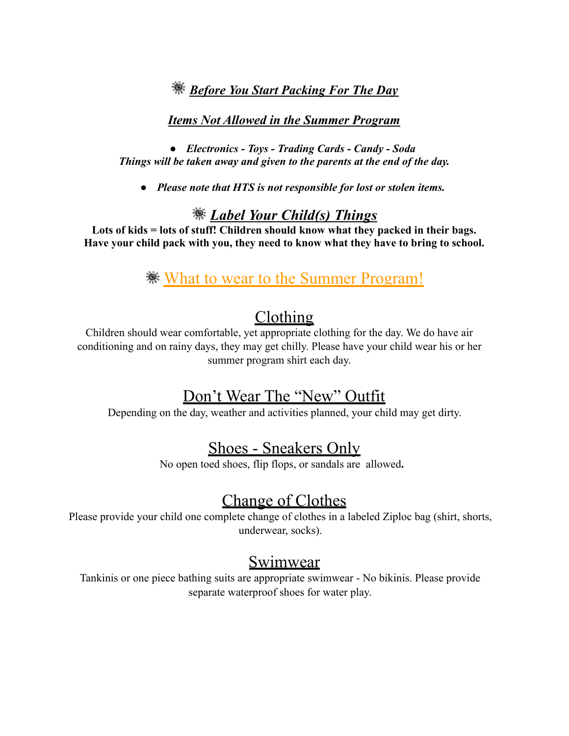## ***Before You Start Packing For The Day***

### ***Items Not Allowed in the Summer Program***

- ***Electronics - Toys - Trading Cards - Candy - Soda***

***Things will be taken away and given to the parents at the end of the day.***

- ***Please note that HTS is not responsible for lost or stolen items.***

## ***Label Your Child(s) Things***

**Lots of kids = lots of stuff! Children should know what they packed in their bags. Have your child pack with you, they need to know what they have to bring to school.**

## What to wear to the Summer Program!

### Clothing

Children should wear comfortable, yet appropriate clothing for the day. We do have air conditioning and on rainy days, they may get chilly. Please have your child wear his or her summer program shirt each day.

### Don't Wear The "New" Outfit

Depending on the day, weather and activities planned, your child may get dirty.

### Shoes - Sneakers Only

No open toed shoes, flip flops, or sandals are allowed**.**

### Change of Clothes

Please provide your child one complete change of clothes in a labeled Ziploc bag (shirt, shorts, underwear, socks).

### Swimwear

Tankinis or one piece bathing suits are appropriate swimwear - No bikinis. Please provide separate waterproof shoes for water play.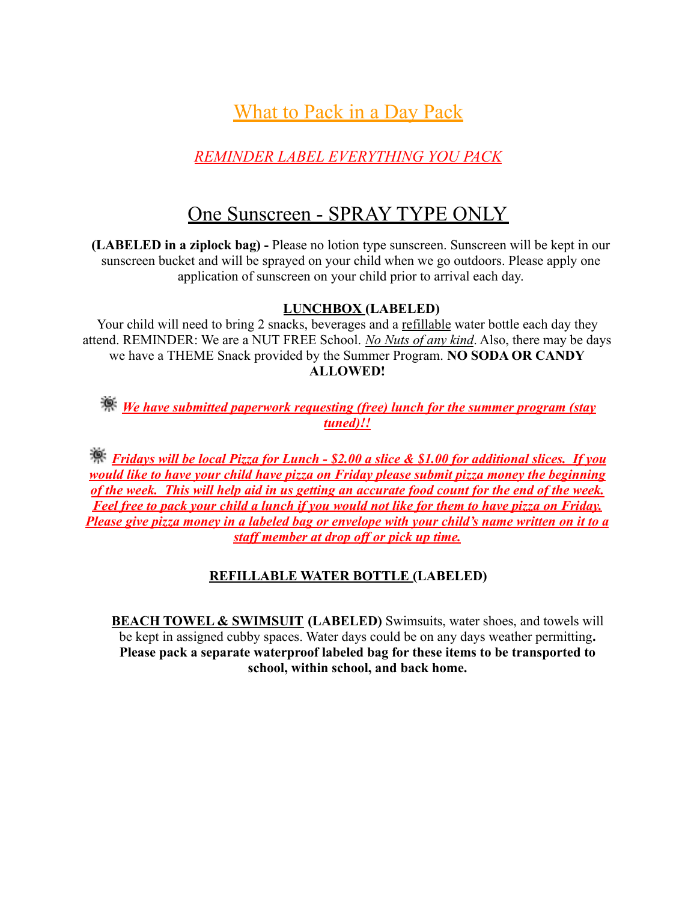# What to Pack in a Day Pack

*REMINDER LABEL EVERYTHING YOU PACK*

## One Sunscreen - SPRAY TYPE ONLY

**(LABELED in a ziplock bag) -** Please no lotion type sunscreen. Sunscreen will be kept in our sunscreen bucket and will be sprayed on your child when we go outdoors. Please apply one application of sunscreen on your child prior to arrival each day.

**LUNCHBOX (LABELED)**

Your child will need to bring 2 snacks, beverages and a refillable water bottle each day they attend. REMINDER: We are a NUT FREE School. *No Nuts of any kind*. Also, there may be days we have a THEME Snack provided by the Summer Program. **NO SODA OR CANDY ALLOWED!**

***We have submitted paperwork requesting (free) lunch for the summer program (stay tuned)!!***

***Fridays will be local Pizza for Lunch - $2.00 a slice & $1.00 for additional slices. If you would like to have your child have pizza on Friday please submit pizza money the beginning of the week. This will help aid in us getting an accurate food count for the end of the week. Feel free to pack your child a lunch if you would not like for them to have pizza on Friday. Please give pizza money in a labeled bag or envelope with your child's name written on it to a staff member at drop off or pick up time.***

**REFILLABLE WATER BOTTLE (LABELED)**

**BEACH TOWEL & SWIMSUIT (LABELED)** Swimsuits, water shoes, and towels will be kept in assigned cubby spaces. Water days could be on any days weather permitting**. Please pack a separate waterproof labeled bag for these items to be transported to school, within school, and back home.**